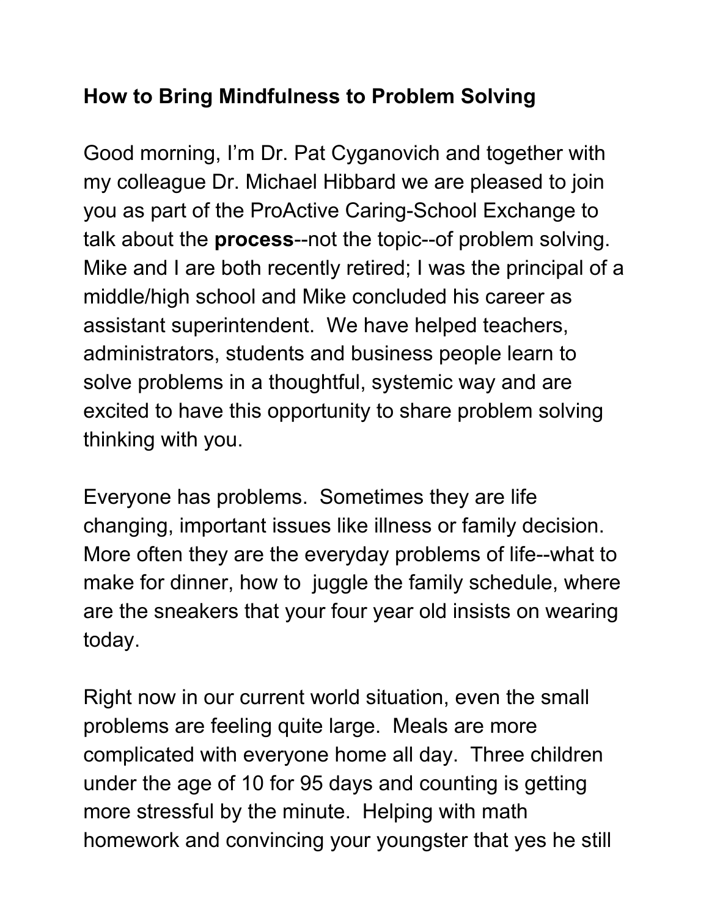# How to Bring Mindfulness to Problem Solving

Good morning, I'm Dr. Pat Cyganovich and together with my colleague Dr. Michael Hibbard we are pleased to join you as part of the ProActive Caring-School Exchange to talk about the **process**--not the topic--of problem solving. Mike and I are both recently retired; I was the principal of a middle/high school and Mike concluded his career as assistant superintendent. We have helped teachers, administrators, students and business people learn to solve problems in a thoughtful, systemic way and are excited to have this opportunity to share problem solving thinking with you.

Everyone has problems. Sometimes they are life changing, important issues like illness or family decision. More often they are the everyday problems of life--what to make for dinner, how to juggle the family schedule, where are the sneakers that your four year old insists on wearing today.

Right now in our current world situation, even the small problems are feeling quite large. Meals are more complicated with everyone home all day. Three children under the age of 10 for 95 days and counting is getting more stressful by the minute. Helping with math homework and convincing your youngster that yes he still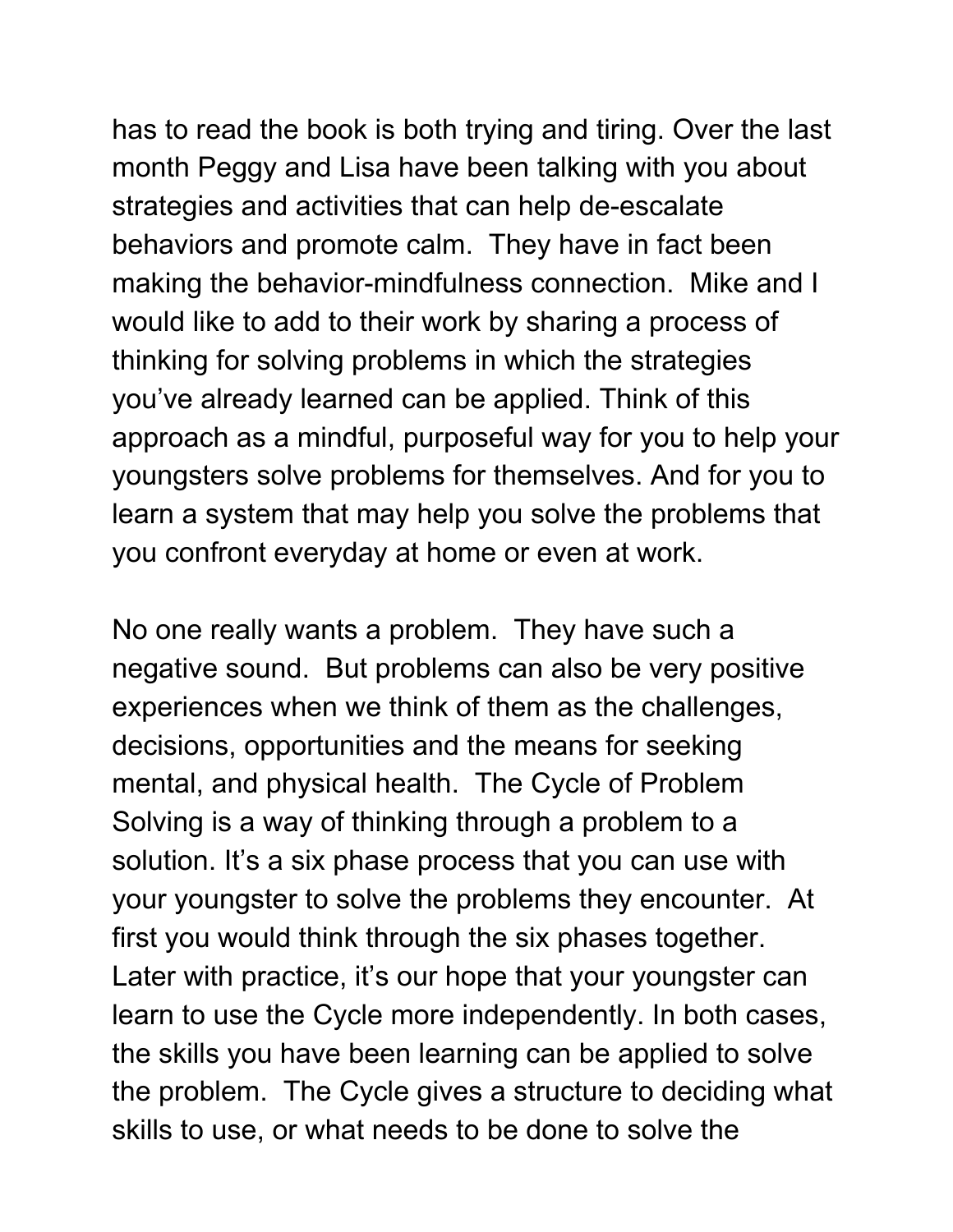has to read the book is both trying and tiring. Over the last month Peggy and Lisa have been talking with you about strategies and activities that can help de-escalate behaviors and promote calm. They have in fact been making the behavior-mindfulness connection. Mike and I would like to add to their work by sharing a process of thinking for solving problems in which the strategies you've already learned can be applied. Think of this approach as a mindful, purposeful way for you to help your youngsters solve problems for themselves. And for you to learn a system that may help you solve the problems that you confront everyday at home or even at work.

No one really wants a problem. They have such a negative sound. But problems can also be very positive experiences when we think of them as the challenges, decisions, opportunities and the means for seeking mental, and physical health. The Cycle of Problem Solving is a way of thinking through a problem to a solution. It's a six phase process that you can use with your youngster to solve the problems they encounter. At first you would think through the six phases together. Later with practice, it's our hope that your youngster can learn to use the Cycle more independently. In both cases, the skills you have been learning can be applied to solve the problem. The Cycle gives a structure to deciding what skills to use, or what needs to be done to solve the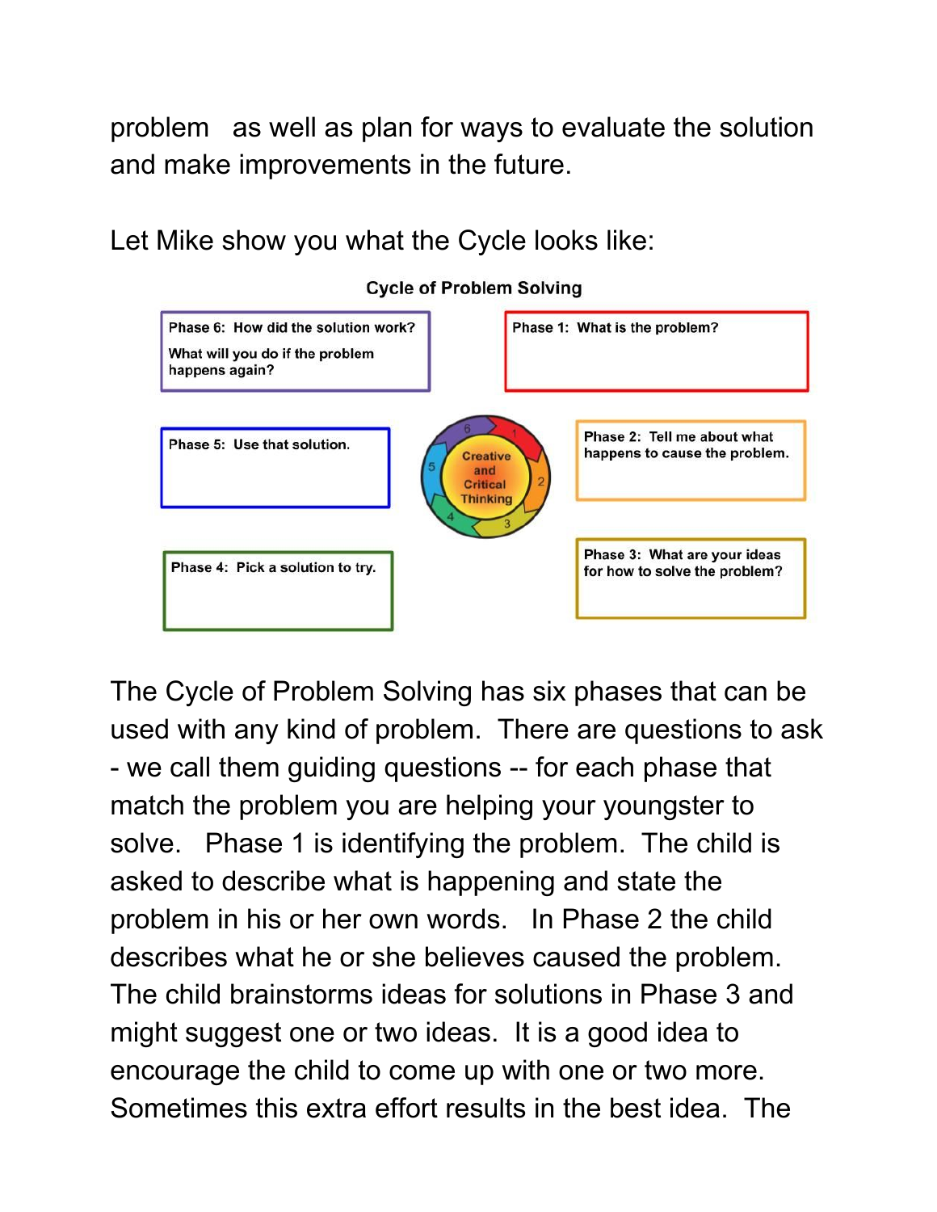problem as well as plan for ways to evaluate the solution and make improvements in the future.

Let Mike show you what the Cycle looks like:

**Cycle of Problem Solving**

Phase 1: What is the problem?

Phase 2: Tell me about what happens to cause the problem.

Phase 3: What are your ideas for how to solve the problem?

Phase 4: Pick a solution to try.

Phase 5: Use that solution.

Phase 6: How did the solution work?
What will you do if the problem happens again?

Creative and Critical Thinking

The Cycle of Problem Solving has six phases that can be used with any kind of problem. There are questions to ask - we call them guiding questions -- for each phase that match the problem you are helping your youngster to solve. Phase 1 is identifying the problem. The child is asked to describe what is happening and state the problem in his or her own words. In Phase 2 the child describes what he or she believes caused the problem. The child brainstorms ideas for solutions in Phase 3 and might suggest one or two ideas. It is a good idea to encourage the child to come up with one or two more. Sometimes this extra effort results in the best idea. The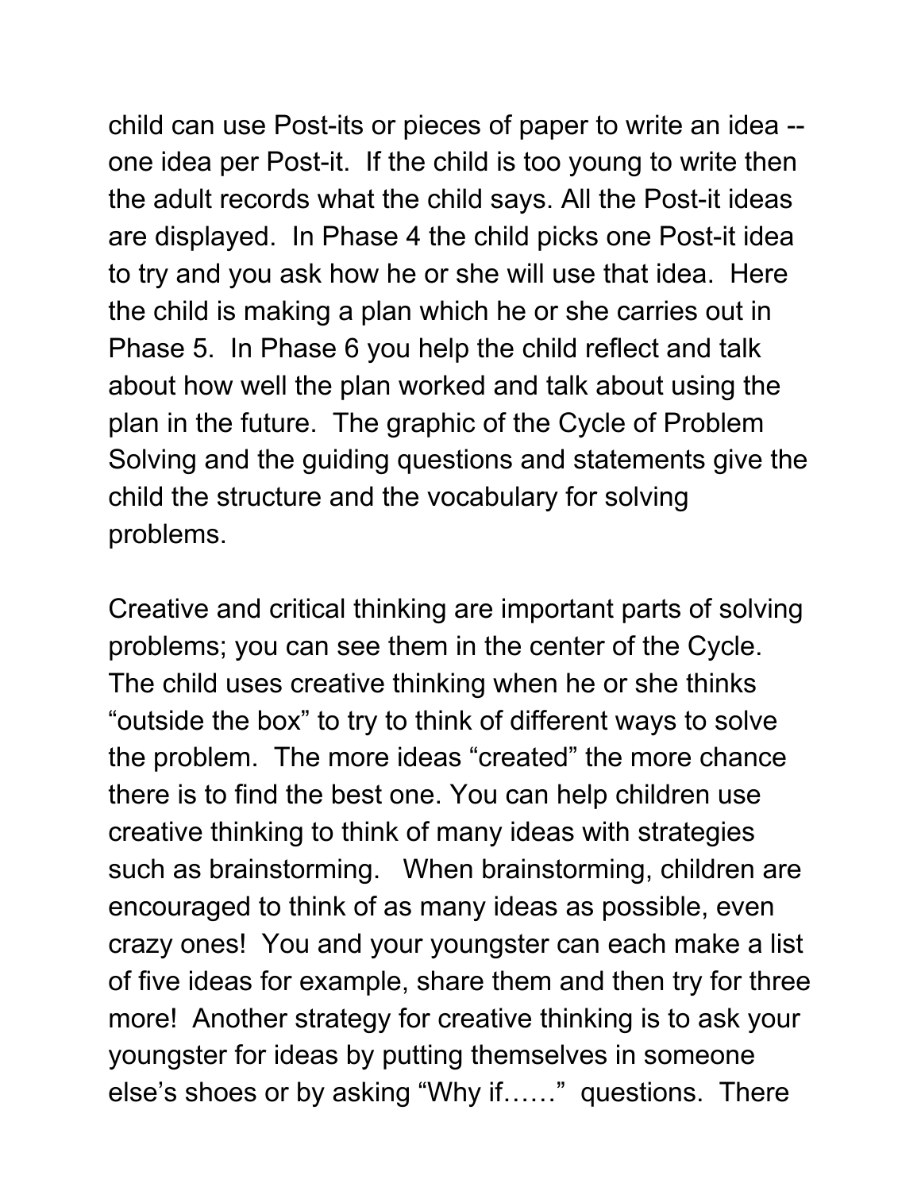child can use Post-its or pieces of paper to write an idea -- one idea per Post-it.  If the child is too young to write then the adult records what the child says. All the Post-it ideas are displayed.  In Phase 4 the child picks one Post-it idea to try and you ask how he or she will use that idea.  Here the child is making a plan which he or she carries out in Phase 5.  In Phase 6 you help the child reflect and talk about how well the plan worked and talk about using the plan in the future.  The graphic of the Cycle of Problem Solving and the guiding questions and statements give the child the structure and the vocabulary for solving problems.

Creative and critical thinking are important parts of solving problems; you can see them in the center of the Cycle.  The child uses creative thinking when he or she thinks "outside the box" to try to think of different ways to solve the problem.  The more ideas "created" the more chance there is to find the best one. You can help children use creative thinking to think of many ideas with strategies such as brainstorming.   When brainstorming, children are encouraged to think of as many ideas as possible, even crazy ones!  You and your youngster can each make a list of five ideas for example, share them and then try for three more!  Another strategy for creative thinking is to ask your youngster for ideas by putting themselves in someone else's shoes or by asking "Why if……"  questions.  There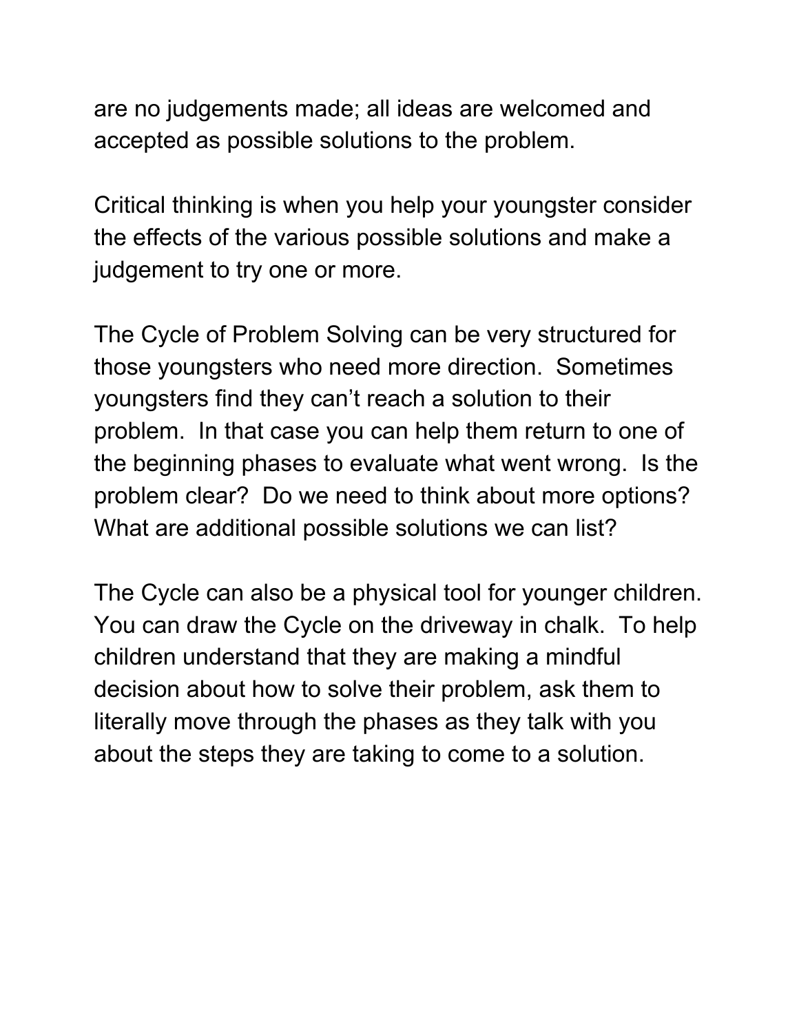are no judgements made; all ideas are welcomed and accepted as possible solutions to the problem.

Critical thinking is when you help your youngster consider the effects of the various possible solutions and make a judgement to try one or more.

The Cycle of Problem Solving can be very structured for those youngsters who need more direction. Sometimes youngsters find they can't reach a solution to their problem. In that case you can help them return to one of the beginning phases to evaluate what went wrong. Is the problem clear? Do we need to think about more options? What are additional possible solutions we can list?

The Cycle can also be a physical tool for younger children. You can draw the Cycle on the driveway in chalk. To help children understand that they are making a mindful decision about how to solve their problem, ask them to literally move through the phases as they talk with you about the steps they are taking to come to a solution.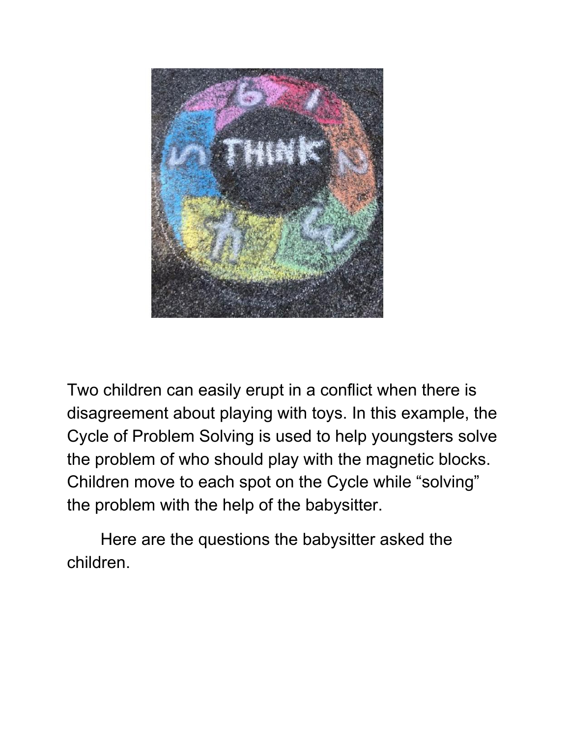Two children can easily erupt in a conflict when there is disagreement about playing with toys. In this example, the Cycle of Problem Solving is used to help youngsters solve the problem of who should play with the magnetic blocks. Children move to each spot on the Cycle while "solving" the problem with the help of the babysitter.

Here are the questions the babysitter asked the children.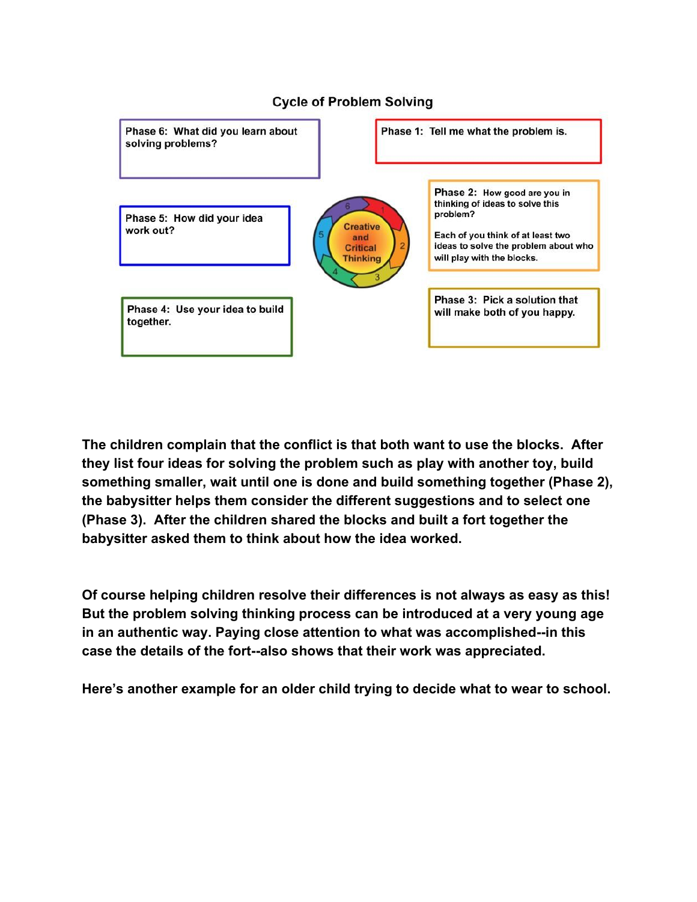### Cycle of Problem Solving

**Phase 1:** Tell me what the problem is.

**Phase 2:** How good are you in thinking of ideas to solve this problem?

Each of you think of at least two ideas to solve the problem about who will play with the blocks.

**Phase 3:** Pick a solution that will make both of you happy.

**Phase 4:** Use your idea to build together.

**Phase 5:** How did your idea work out?

**Phase 6:** What did you learn about solving problems?

Creative and Critical Thinking

**The children complain that the conflict is that both want to use the blocks. After they list four ideas for solving the problem such as play with another toy, build something smaller, wait until one is done and build something together (Phase 2), the babysitter helps them consider the different suggestions and to select one (Phase 3). After the children shared the blocks and built a fort together the babysitter asked them to think about how the idea worked.**

**Of course helping children resolve their differences is not always as easy as this! But the problem solving thinking process can be introduced at a very young age in an authentic way. Paying close attention to what was accomplished--in this case the details of the fort--also shows that their work was appreciated.**

**Here's another example for an older child trying to decide what to wear to school.**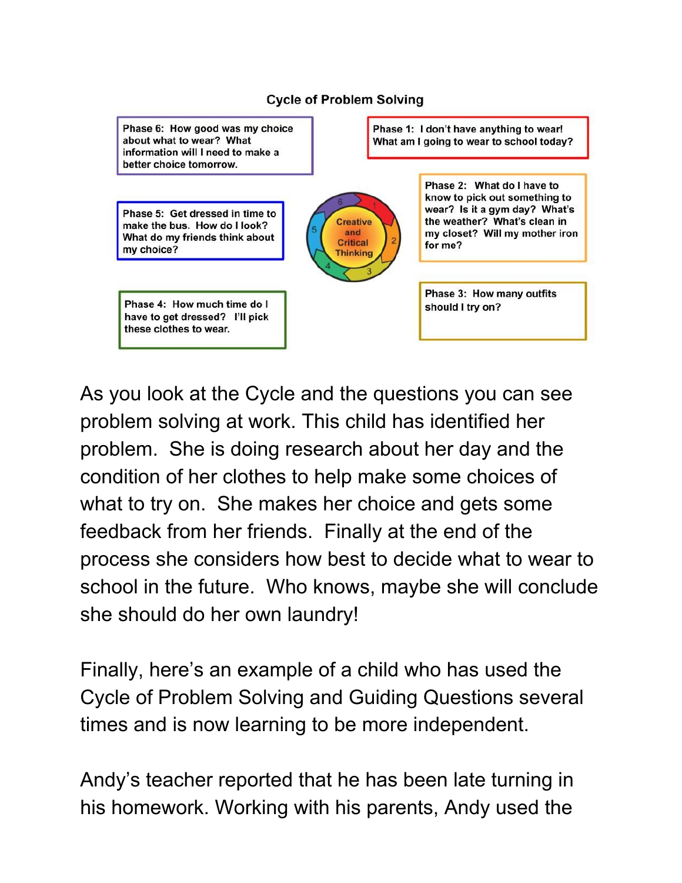**Cycle of Problem Solving**

Phase 1: I don't have anything to wear! What am I going to wear to school today?

Phase 2: What do I have to know to pick out something to wear? Is it a gym day? What's the weather? What's clean in my closet? Will my mother iron for me?

Phase 3: How many outfits should I try on?

Phase 4: How much time do I have to get dressed? I'll pick these clothes to wear.

Phase 5: Get dressed in time to make the bus. How do I look? What do my friends think about my choice?

Phase 6: How good was my choice about what to wear? What information will I need to make a better choice tomorrow.

Creative and Critical Thinking

As you look at the Cycle and the questions you can see problem solving at work. This child has identified her problem. She is doing research about her day and the condition of her clothes to help make some choices of what to try on. She makes her choice and gets some feedback from her friends. Finally at the end of the process she considers how best to decide what to wear to school in the future. Who knows, maybe she will conclude she should do her own laundry!

Finally, here's an example of a child who has used the Cycle of Problem Solving and Guiding Questions several times and is now learning to be more independent.

Andy's teacher reported that he has been late turning in his homework. Working with his parents, Andy used the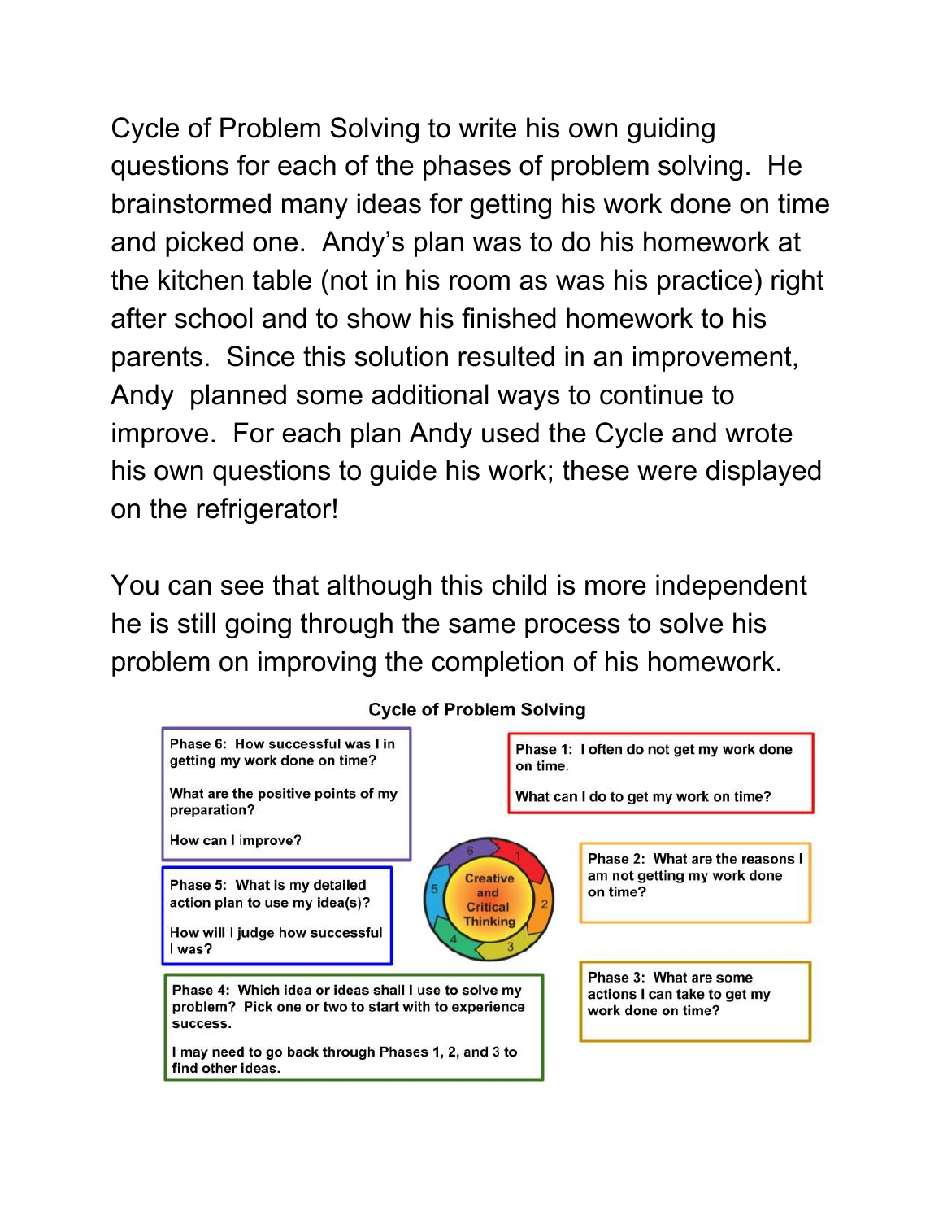Cycle of Problem Solving to write his own guiding questions for each of the phases of problem solving. He brainstormed many ideas for getting his work done on time and picked one. Andy's plan was to do his homework at the kitchen table (not in his room as was his practice) right after school and to show his finished homework to his parents. Since this solution resulted in an improvement, Andy planned some additional ways to continue to improve. For each plan Andy used the Cycle and wrote his own questions to guide his work; these were displayed on the refrigerator!

You can see that although this child is more independent he is still going through the same process to solve his problem on improving the completion of his homework.

**Cycle of Problem Solving**

**Phase 1:** I often do not get my work done on time.

What can I do to get my work on time?

**Phase 2:** What are the reasons I am not getting my work done on time?

**Phase 3:** What are some actions I can take to get my work done on time?

**Phase 4:** Which idea or ideas shall I use to solve my problem? Pick one or two to start with to experience success.

I may need to go back through Phases 1, 2, and 3 to find other ideas.

**Phase 5:** What is my detailed action plan to use my idea(s)?

How will I judge how successful I was?

**Phase 6:** How successful was I in getting my work done on time?

What are the positive points of my preparation?

How can I improve?

Creative and Critical Thinking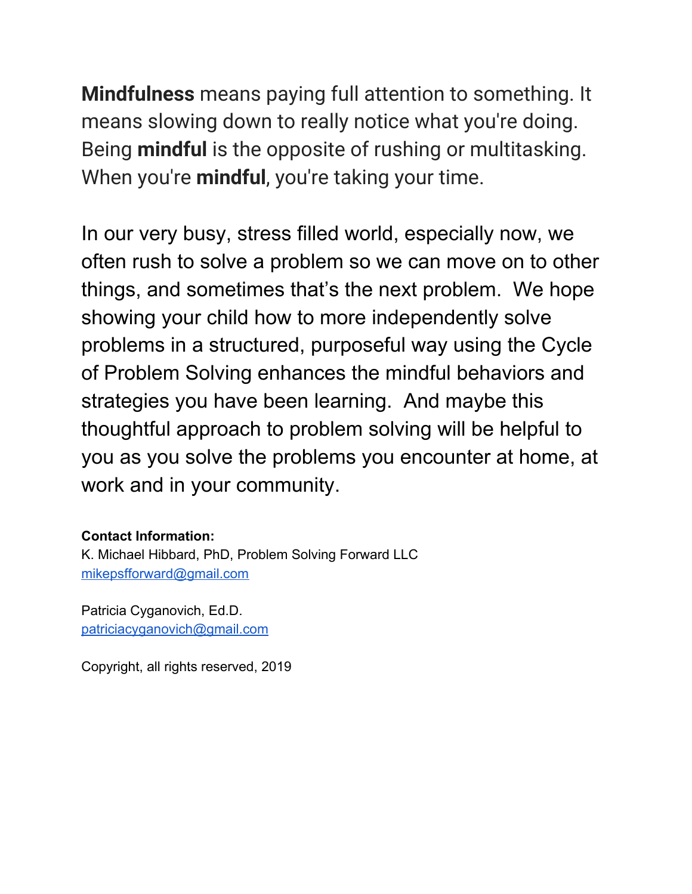**Mindfulness** means paying full attention to something. It means slowing down to really notice what you're doing. Being **mindful** is the opposite of rushing or multitasking. When you're **mindful**, you're taking your time.

In our very busy, stress filled world, especially now, we often rush to solve a problem so we can move on to other things, and sometimes that's the next problem. We hope showing your child how to more independently solve problems in a structured, purposeful way using the Cycle of Problem Solving enhances the mindful behaviors and strategies you have been learning. And maybe this thoughtful approach to problem solving will be helpful to you as you solve the problems you encounter at home, at work and in your community.

**Contact Information:**
K. Michael Hibbard, PhD, Problem Solving Forward LLC
mikepsfforward@gmail.com

Patricia Cyganovich, Ed.D.
patriciacyganovich@gmail.com

Copyright, all rights reserved, 2019